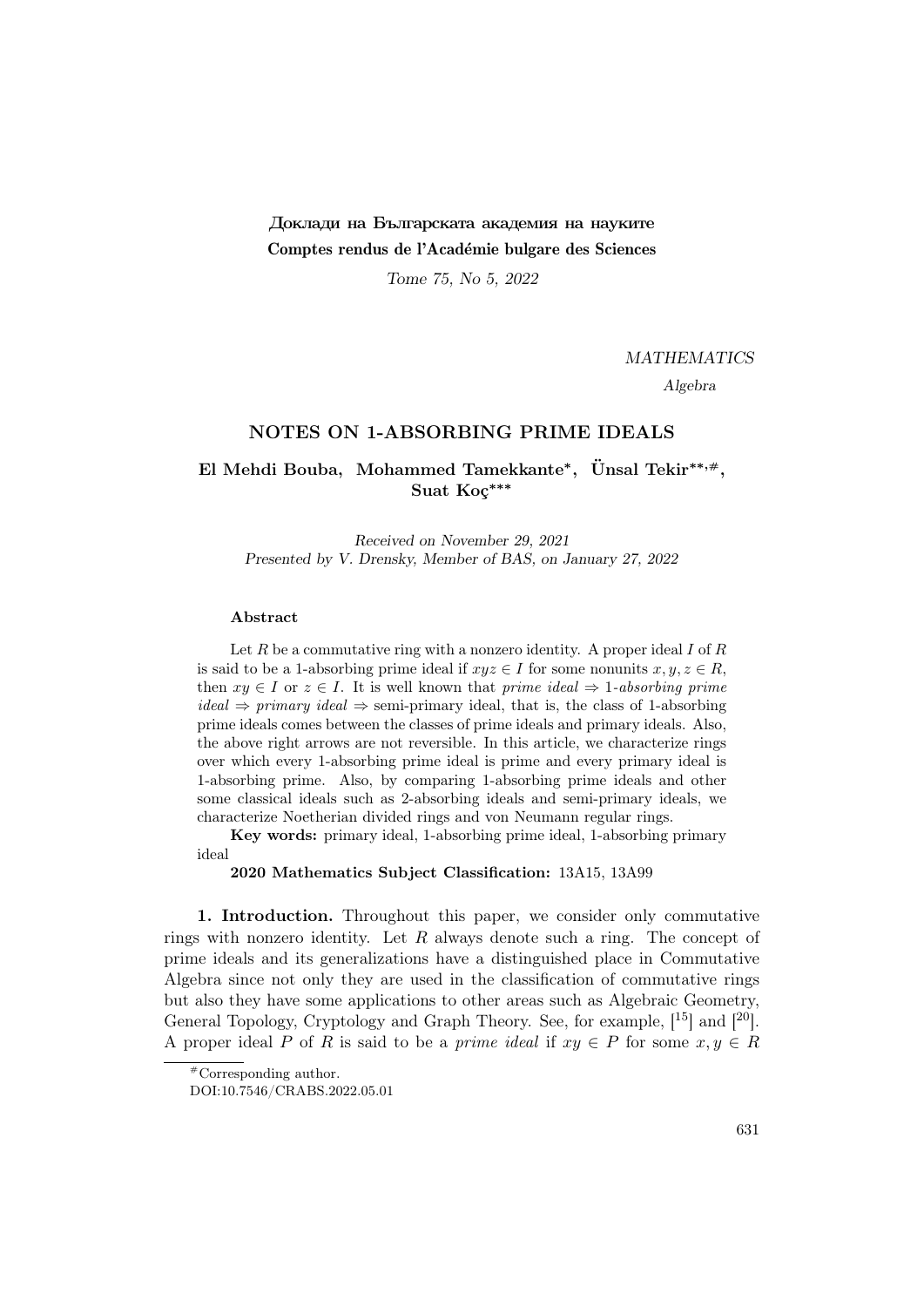Доклади на Българската академия на науките
**Comptes rendus de l'Académie bulgare des Sciences**

*Tome 75, No 5, 2022*

*MATHEMATICS*

*Algebra*

# NOTES ON 1-ABSORBING PRIME IDEALS

**El Mehdi Bouba, Mohammed Tamekkante\*, Ünsal Tekir\*\*,#, Suat Koç\*\*\***

*Received on November 29, 2021*
*Presented by V. Drensky, Member of BAS, on January 27, 2022*

**Abstract**

Let $R$ be a commutative ring with a nonzero identity. A proper ideal $I$ of $R$ is said to be a 1-absorbing prime ideal if $xyz \in I$ for some nonunits $x, y, z \in R$, then $xy \in I$ or $z \in I$. It is well known that *prime ideal* $\Rightarrow$ *1-absorbing prime ideal* $\Rightarrow$ *primary ideal* $\Rightarrow$ semi-primary ideal, that is, the class of 1-absorbing prime ideals comes between the classes of prime ideals and primary ideals. Also, the above right arrows are not reversible. In this article, we characterize rings over which every 1-absorbing prime ideal is prime and every primary ideal is 1-absorbing prime. Also, by comparing 1-absorbing prime ideals and other some classical ideals such as 2-absorbing ideals and semi-primary ideals, we characterize Noetherian divided rings and von Neumann regular rings.

**Key words:** primary ideal, 1-absorbing prime ideal, 1-absorbing primary ideal

**2020 Mathematics Subject Classification:** 13A15, 13A99

**1. Introduction.** Throughout this paper, we consider only commutative rings with nonzero identity. Let $R$ always denote such a ring. The concept of prime ideals and its generalizations have a distinguished place in Commutative Algebra since not only they are used in the classification of commutative rings but also they have some applications to other areas such as Algebraic Geometry, General Topology, Cryptology and Graph Theory. See, for example, [15] and [20]. A proper ideal $P$ of $R$ is said to be a *prime ideal* if $xy \in P$ for some $x, y \in R$

#Corresponding author.
DOI:10.7546/CRABS.2022.05.01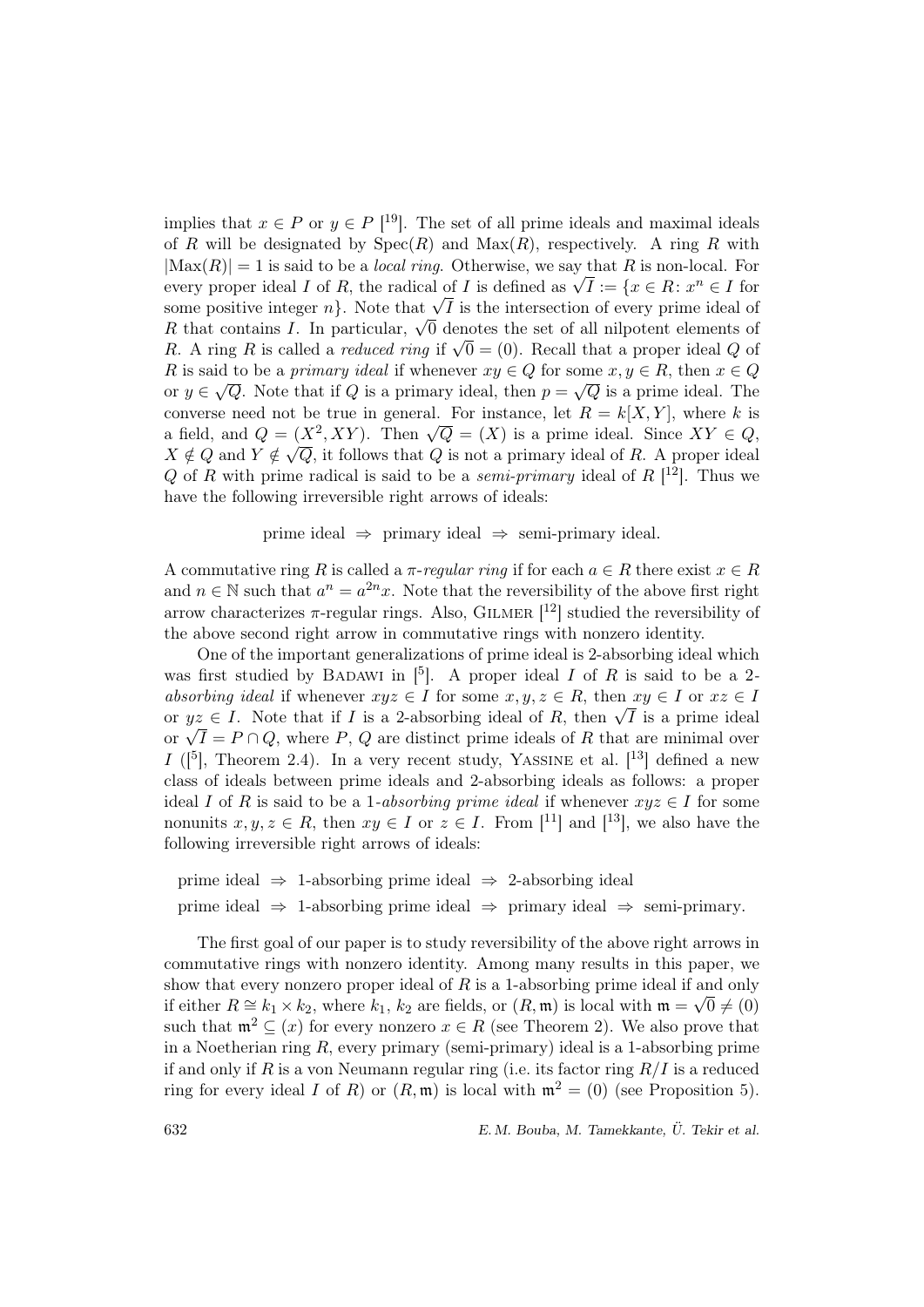implies that $x \in P$ or $y \in P$ [19]. The set of all prime ideals and maximal ideals of $R$ will be designated by $\operatorname{Spec}(R)$ and $\operatorname{Max}(R)$, respectively. A ring $R$ with $|\operatorname{Max}(R)| = 1$ is said to be a *local ring*. Otherwise, we say that $R$ is non-local. For every proper ideal $I$ of $R$, the radical of $I$ is defined as $\sqrt{I} := \{x \in R \colon x^n \in I$ for some positive integer $n\}$. Note that $\sqrt{I}$ is the intersection of every prime ideal of $R$ that contains $I$. In particular, $\sqrt{0}$ denotes the set of all nilpotent elements of $R$. A ring $R$ is called a *reduced ring* if $\sqrt{0} = (0)$. Recall that a proper ideal $Q$ of $R$ is said to be a *primary ideal* if whenever $xy \in Q$ for some $x, y \in R$, then $x \in Q$ or $y \in \sqrt{Q}$. Note that if $Q$ is a primary ideal, then $p = \sqrt{Q}$ is a prime ideal. The converse need not be true in general. For instance, let $R = k[X, Y]$, where $k$ is a field, and $Q = (X^2, XY)$. Then $\sqrt{Q} = (X)$ is a prime ideal. Since $XY \in Q$, $X \notin Q$ and $Y \notin \sqrt{Q}$, it follows that $Q$ is not a primary ideal of $R$. A proper ideal $Q$ of $R$ with prime radical is said to be a *semi-primary* ideal of $R$ [12]. Thus we have the following irreversible right arrows of ideals:

$$\text{prime ideal} \;\Rightarrow\; \text{primary ideal} \;\Rightarrow\; \text{semi-primary ideal}.$$

A commutative ring $R$ is called a *$\pi$-regular ring* if for each $a \in R$ there exist $x \in R$ and $n \in \mathbb{N}$ such that $a^n = a^{2n}x$. Note that the reversibility of the above first right arrow characterizes $\pi$-regular rings. Also, Gilmer [12] studied the reversibility of the above second right arrow in commutative rings with nonzero identity.

One of the important generalizations of prime ideal is 2-absorbing ideal which was first studied by Badawi in [5]. A proper ideal $I$ of $R$ is said to be a *2-absorbing ideal* if whenever $xyz \in I$ for some $x, y, z \in R$, then $xy \in I$ or $xz \in I$ or $yz \in I$. Note that if $I$ is a 2-absorbing ideal of $R$, then $\sqrt{I}$ is a prime ideal or $\sqrt{I} = P \cap Q$, where $P$, $Q$ are distinct prime ideals of $R$ that are minimal over $I$ ([5], Theorem 2.4). In a very recent study, Yassine et al. [13] defined a new class of ideals between prime ideals and 2-absorbing ideals as follows: a proper ideal $I$ of $R$ is said to be a *1-absorbing prime ideal* if whenever $xyz \in I$ for some nonunits $x, y, z \in R$, then $xy \in I$ or $z \in I$. From [11] and [13], we also have the following irreversible right arrows of ideals:

$$\text{prime ideal} \;\Rightarrow\; \text{1-absorbing prime ideal} \;\Rightarrow\; \text{2-absorbing ideal}$$
$$\text{prime ideal} \;\Rightarrow\; \text{1-absorbing prime ideal} \;\Rightarrow\; \text{primary ideal} \;\Rightarrow\; \text{semi-primary}.$$

The first goal of our paper is to study reversibility of the above right arrows in commutative rings with nonzero identity. Among many results in this paper, we show that every nonzero proper ideal of $R$ is a 1-absorbing prime ideal if and only if either $R \cong k_1 \times k_2$, where $k_1$, $k_2$ are fields, or $(R, \mathfrak{m})$ is local with $\mathfrak{m} = \sqrt{0} \neq (0)$ such that $\mathfrak{m}^2 \subseteq (x)$ for every nonzero $x \in R$ (see Theorem 2). We also prove that in a Noetherian ring $R$, every primary (semi-primary) ideal is a 1-absorbing prime if and only if $R$ is a von Neumann regular ring (i.e. its factor ring $R/I$ is a reduced ring for every ideal $I$ of $R$) or $(R, \mathfrak{m})$ is local with $\mathfrak{m}^2 = (0)$ (see Proposition 5).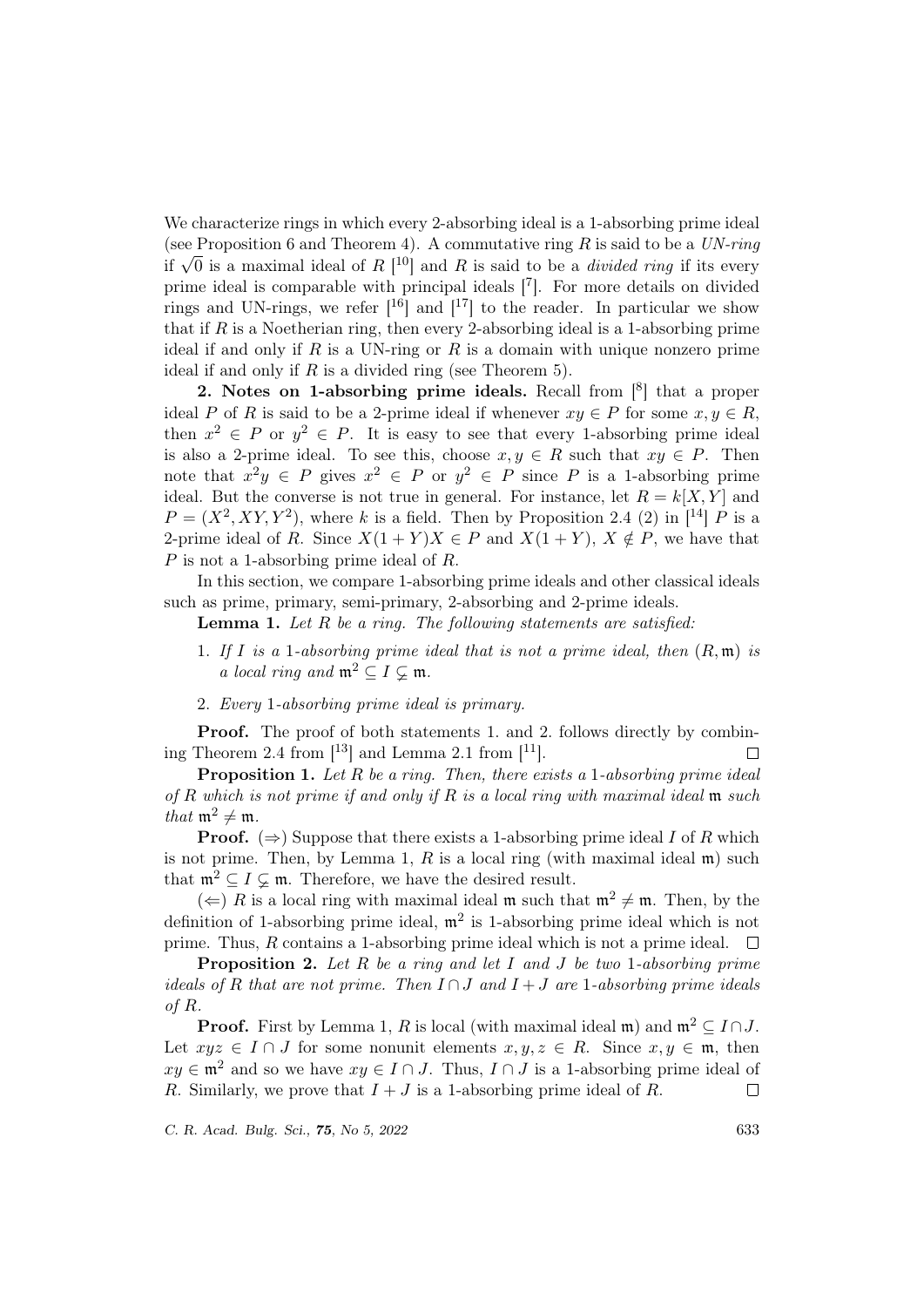We characterize rings in which every 2-absorbing ideal is a 1-absorbing prime ideal (see Proposition 6 and Theorem 4). A commutative ring $R$ is said to be a *UN-ring* if $\sqrt{0}$ is a maximal ideal of $R$ [10] and $R$ is said to be a *divided ring* if its every prime ideal is comparable with principal ideals [7]. For more details on divided rings and UN-rings, we refer [16] and [17] to the reader. In particular we show that if $R$ is a Noetherian ring, then every 2-absorbing ideal is a 1-absorbing prime ideal if and only if $R$ is a UN-ring or $R$ is a domain with unique nonzero prime ideal if and only if $R$ is a divided ring (see Theorem 5).

**2. Notes on 1-absorbing prime ideals.** Recall from [8] that a proper ideal $P$ of $R$ is said to be a 2-prime ideal if whenever $xy \in P$ for some $x, y \in R$, then $x^2 \in P$ or $y^2 \in P$. It is easy to see that every 1-absorbing prime ideal is also a 2-prime ideal. To see this, choose $x, y \in R$ such that $xy \in P$. Then note that $x^2 y \in P$ gives $x^2 \in P$ or $y^2 \in P$ since $P$ is a 1-absorbing prime ideal. But the converse is not true in general. For instance, let $R = k[X, Y]$ and $P = (X^2, XY, Y^2)$, where $k$ is a field. Then by Proposition 2.4 (2) in [14] $P$ is a 2-prime ideal of $R$. Since $X(1+Y)X \in P$ and $X(1+Y)$, $X \notin P$, we have that $P$ is not a 1-absorbing prime ideal of $R$.

In this section, we compare 1-absorbing prime ideals and other classical ideals such as prime, primary, semi-primary, 2-absorbing and 2-prime ideals.

**Lemma 1.** *Let $R$ be a ring. The following statements are satisfied:*

1. *If $I$ is a 1-absorbing prime ideal that is not a prime ideal, then $(R, \mathfrak{m})$ is a local ring and $\mathfrak{m}^2 \subseteq I \subsetneq \mathfrak{m}$.*
2. *Every 1-absorbing prime ideal is primary.*

**Proof.** The proof of both statements 1. and 2. follows directly by combining Theorem 2.4 from [13] and Lemma 2.1 from [11]. $\square$

**Proposition 1.** *Let $R$ be a ring. Then, there exists a 1-absorbing prime ideal of $R$ which is not prime if and only if $R$ is a local ring with maximal ideal $\mathfrak{m}$ such that $\mathfrak{m}^2 \neq \mathfrak{m}$.*

**Proof.** $(\Rightarrow)$ Suppose that there exists a 1-absorbing prime ideal $I$ of $R$ which is not prime. Then, by Lemma 1, $R$ is a local ring (with maximal ideal $\mathfrak{m}$) such that $\mathfrak{m}^2 \subseteq I \subsetneq \mathfrak{m}$. Therefore, we have the desired result.

$(\Leftarrow)$ $R$ is a local ring with maximal ideal $\mathfrak{m}$ such that $\mathfrak{m}^2 \neq \mathfrak{m}$. Then, by the definition of 1-absorbing prime ideal, $\mathfrak{m}^2$ is 1-absorbing prime ideal which is not prime. Thus, $R$ contains a 1-absorbing prime ideal which is not a prime ideal. $\square$

**Proposition 2.** *Let $R$ be a ring and let $I$ and $J$ be two 1-absorbing prime ideals of $R$ that are not prime. Then $I \cap J$ and $I + J$ are 1-absorbing prime ideals of $R$.*

**Proof.** First by Lemma 1, $R$ is local (with maximal ideal $\mathfrak{m}$) and $\mathfrak{m}^2 \subseteq I \cap J$. Let $xyz \in I \cap J$ for some nonunit elements $x, y, z \in R$. Since $x, y \in \mathfrak{m}$, then $xy \in \mathfrak{m}^2$ and so we have $xy \in I \cap J$. Thus, $I \cap J$ is a 1-absorbing prime ideal of $R$. Similarly, we prove that $I + J$ is a 1-absorbing prime ideal of $R$. $\square$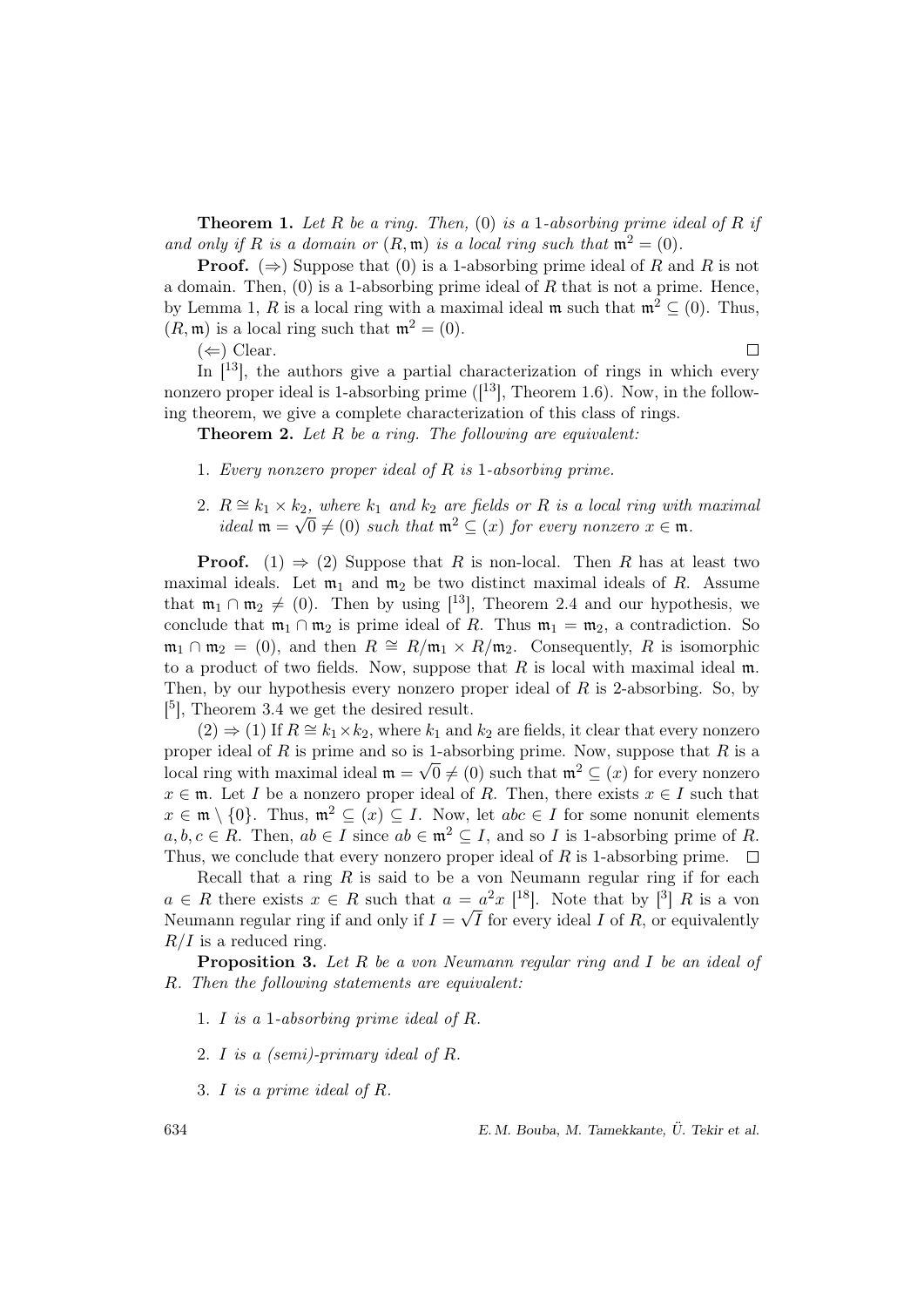**Theorem 1.** *Let $R$ be a ring. Then, $(0)$ is a 1-absorbing prime ideal of $R$ if and only if $R$ is a domain or $(R, \mathfrak{m})$ is a local ring such that $\mathfrak{m}^2 = (0)$.*

**Proof.** $(\Rightarrow)$ Suppose that $(0)$ is a 1-absorbing prime ideal of $R$ and $R$ is not a domain. Then, $(0)$ is a 1-absorbing prime ideal of $R$ that is not a prime. Hence, by Lemma 1, $R$ is a local ring with a maximal ideal $\mathfrak{m}$ such that $\mathfrak{m}^2 \subseteq (0)$. Thus, $(R, \mathfrak{m})$ is a local ring such that $\mathfrak{m}^2 = (0)$.

$(\Leftarrow)$ Clear. $\square$

In [13], the authors give a partial characterization of rings in which every nonzero proper ideal is 1-absorbing prime ([13], Theorem 1.6). Now, in the following theorem, we give a complete characterization of this class of rings.

**Theorem 2.** *Let $R$ be a ring. The following are equivalent:*

1. *Every nonzero proper ideal of $R$ is 1-absorbing prime.*
2. *$R \cong k_1 \times k_2$, where $k_1$ and $k_2$ are fields or $R$ is a local ring with maximal ideal $\mathfrak{m} = \sqrt{0} \neq (0)$ such that $\mathfrak{m}^2 \subseteq (x)$ for every nonzero $x \in \mathfrak{m}$.*

**Proof.** $(1) \Rightarrow (2)$ Suppose that $R$ is non-local. Then $R$ has at least two maximal ideals. Let $\mathfrak{m}_1$ and $\mathfrak{m}_2$ be two distinct maximal ideals of $R$. Assume that $\mathfrak{m}_1 \cap \mathfrak{m}_2 \neq (0)$. Then by using [13], Theorem 2.4 and our hypothesis, we conclude that $\mathfrak{m}_1 \cap \mathfrak{m}_2$ is prime ideal of $R$. Thus $\mathfrak{m}_1 = \mathfrak{m}_2$, a contradiction. So $\mathfrak{m}_1 \cap \mathfrak{m}_2 = (0)$, and then $R \cong R/\mathfrak{m}_1 \times R/\mathfrak{m}_2$. Consequently, $R$ is isomorphic to a product of two fields. Now, suppose that $R$ is local with maximal ideal $\mathfrak{m}$. Then, by our hypothesis every nonzero proper ideal of $R$ is 2-absorbing. So, by [5], Theorem 3.4 we get the desired result.

$(2) \Rightarrow (1)$ If $R \cong k_1 \times k_2$, where $k_1$ and $k_2$ are fields, it clear that every nonzero proper ideal of $R$ is prime and so is 1-absorbing prime. Now, suppose that $R$ is a local ring with maximal ideal $\mathfrak{m} = \sqrt{0} \neq (0)$ such that $\mathfrak{m}^2 \subseteq (x)$ for every nonzero $x \in \mathfrak{m}$. Let $I$ be a nonzero proper ideal of $R$. Then, there exists $x \in I$ such that $x \in \mathfrak{m} \setminus \{0\}$. Thus, $\mathfrak{m}^2 \subseteq (x) \subseteq I$. Now, let $abc \in I$ for some nonunit elements $a, b, c \in R$. Then, $ab \in I$ since $ab \in \mathfrak{m}^2 \subseteq I$, and so $I$ is 1-absorbing prime of $R$. Thus, we conclude that every nonzero proper ideal of $R$ is 1-absorbing prime. $\square$

Recall that a ring $R$ is said to be a von Neumann regular ring if for each $a \in R$ there exists $x \in R$ such that $a = a^2x$ [18]. Note that by [3] $R$ is a von Neumann regular ring if and only if $I = \sqrt{I}$ for every ideal $I$ of $R$, or equivalently $R/I$ is a reduced ring.

**Proposition 3.** *Let $R$ be a von Neumann regular ring and $I$ be an ideal of $R$. Then the following statements are equivalent:*

1. *$I$ is a 1-absorbing prime ideal of $R$.*
2. *$I$ is a (semi)-primary ideal of $R$.*
3. *$I$ is a prime ideal of $R$.*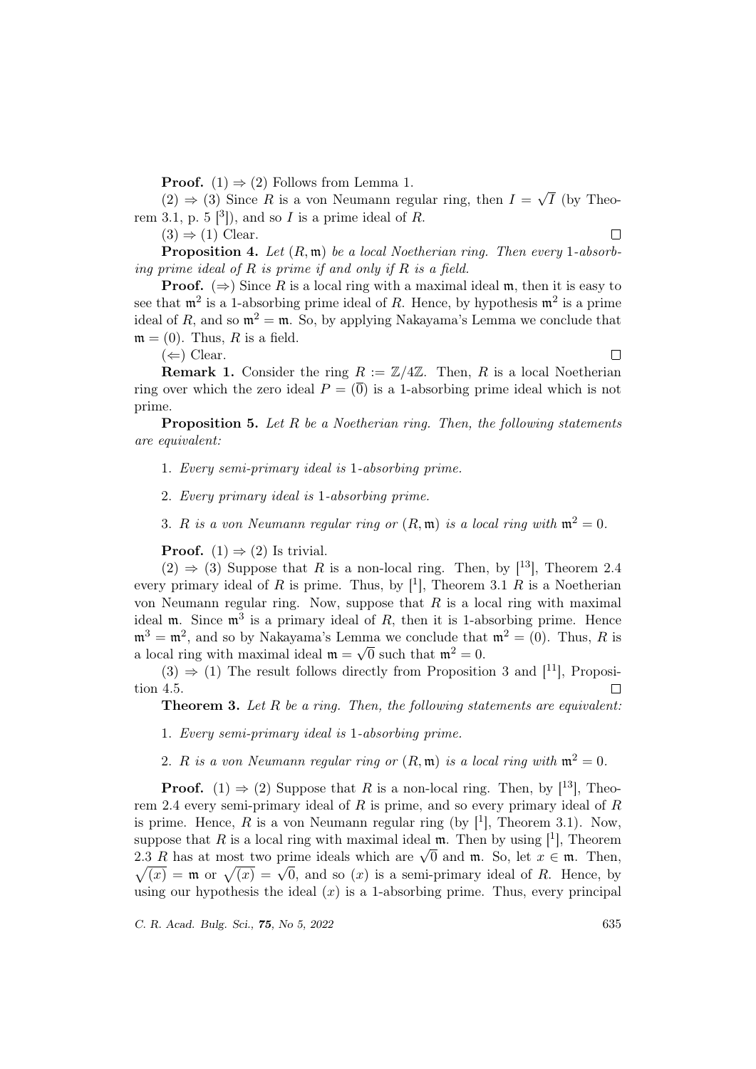**Proof.** (1) $\Rightarrow$ (2) Follows from Lemma 1.

(2) $\Rightarrow$ (3) Since $R$ is a von Neumann regular ring, then $I = \sqrt{I}$ (by Theorem 3.1, p. 5 [3]), and so $I$ is a prime ideal of $R$.

(3) $\Rightarrow$ (1) Clear. $\square$

**Proposition 4.** *Let $(R, \mathfrak{m})$ be a local Noetherian ring. Then every 1-absorbing prime ideal of $R$ is prime if and only if $R$ is a field.*

**Proof.** ($\Rightarrow$) Since $R$ is a local ring with a maximal ideal $\mathfrak{m}$, then it is easy to see that $\mathfrak{m}^2$ is a 1-absorbing prime ideal of $R$. Hence, by hypothesis $\mathfrak{m}^2$ is a prime ideal of $R$, and so $\mathfrak{m}^2 = \mathfrak{m}$. So, by applying Nakayama's Lemma we conclude that $\mathfrak{m} = (0)$. Thus, $R$ is a field.

($\Leftarrow$) Clear. $\square$

**Remark 1.** Consider the ring $R := \mathbb{Z}/4\mathbb{Z}$. Then, $R$ is a local Noetherian ring over which the zero ideal $P = (\overline{0})$ is a 1-absorbing prime ideal which is not prime.

**Proposition 5.** *Let $R$ be a Noetherian ring. Then, the following statements are equivalent:*

1. *Every semi-primary ideal is 1-absorbing prime.*
2. *Every primary ideal is 1-absorbing prime.*
3. *$R$ is a von Neumann regular ring or $(R, \mathfrak{m})$ is a local ring with $\mathfrak{m}^2 = 0$.*

**Proof.** (1) $\Rightarrow$ (2) Is trivial.

(2) $\Rightarrow$ (3) Suppose that $R$ is a non-local ring. Then, by [13], Theorem 2.4 every primary ideal of $R$ is prime. Thus, by [1], Theorem 3.1 $R$ is a Noetherian von Neumann regular ring. Now, suppose that $R$ is a local ring with maximal ideal $\mathfrak{m}$. Since $\mathfrak{m}^3$ is a primary ideal of $R$, then it is 1-absorbing prime. Hence $\mathfrak{m}^3 = \mathfrak{m}^2$, and so by Nakayama's Lemma we conclude that $\mathfrak{m}^2 = (0)$. Thus, $R$ is a local ring with maximal ideal $\mathfrak{m} = \sqrt{0}$ such that $\mathfrak{m}^2 = 0$.

(3) $\Rightarrow$ (1) The result follows directly from Proposition 3 and [11], Proposition 4.5. $\square$

**Theorem 3.** *Let $R$ be a ring. Then, the following statements are equivalent:*

1. *Every semi-primary ideal is 1-absorbing prime.*
2. *$R$ is a von Neumann regular ring or $(R, \mathfrak{m})$ is a local ring with $\mathfrak{m}^2 = 0$.*

**Proof.** (1) $\Rightarrow$ (2) Suppose that $R$ is a non-local ring. Then, by [13], Theorem 2.4 every semi-primary ideal of $R$ is prime, and so every primary ideal of $R$ is prime. Hence, $R$ is a von Neumann regular ring (by [1], Theorem 3.1). Now, suppose that $R$ is a local ring with maximal ideal $\mathfrak{m}$. Then by using [1], Theorem 2.3 $R$ has at most two prime ideals which are $\sqrt{0}$ and $\mathfrak{m}$. So, let $x \in \mathfrak{m}$. Then, $\sqrt{(x)} = \mathfrak{m}$ or $\sqrt{(x)} = \sqrt{0}$, and so $(x)$ is a semi-primary ideal of $R$. Hence, by using our hypothesis the ideal $(x)$ is a 1-absorbing prime. Thus, every principal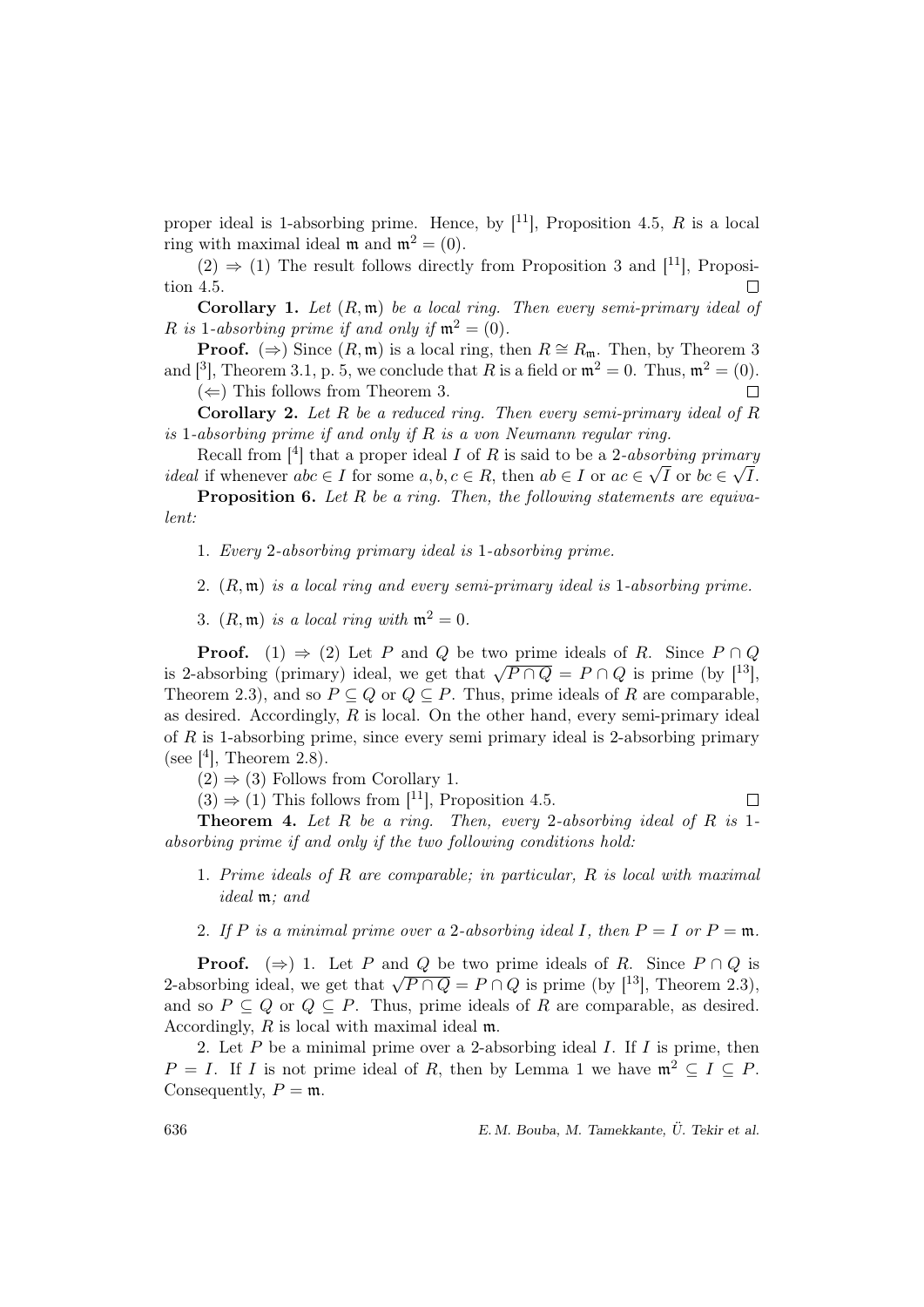proper ideal is 1-absorbing prime. Hence, by [11], Proposition 4.5, $R$ is a local ring with maximal ideal $\mathfrak{m}$ and $\mathfrak{m}^2 = (0)$.

$(2) \Rightarrow (1)$ The result follows directly from Proposition 3 and [11], Proposition 4.5. $\square$

**Corollary 1.** *Let $(R, \mathfrak{m})$ be a local ring. Then every semi-primary ideal of $R$ is 1-absorbing prime if and only if $\mathfrak{m}^2 = (0)$.*

**Proof.** $(\Rightarrow)$ Since $(R, \mathfrak{m})$ is a local ring, then $R \cong R_{\mathfrak{m}}$. Then, by Theorem 3 and [3], Theorem 3.1, p. 5, we conclude that $R$ is a field or $\mathfrak{m}^2 = 0$. Thus, $\mathfrak{m}^2 = (0)$.

$(\Leftarrow)$ This follows from Theorem 3. $\square$

**Corollary 2.** *Let $R$ be a reduced ring. Then every semi-primary ideal of $R$ is 1-absorbing prime if and only if $R$ is a von Neumann regular ring.*

Recall from [4] that a proper ideal $I$ of $R$ is said to be a *2-absorbing primary ideal* if whenever $abc \in I$ for some $a, b, c \in R$, then $ab \in I$ or $ac \in \sqrt{I}$ or $bc \in \sqrt{I}$.

**Proposition 6.** *Let $R$ be a ring. Then, the following statements are equivalent:*

1. *Every 2-absorbing primary ideal is 1-absorbing prime.*
2. *$(R, \mathfrak{m})$ is a local ring and every semi-primary ideal is 1-absorbing prime.*
3. *$(R, \mathfrak{m})$ is a local ring with $\mathfrak{m}^2 = 0$.*

**Proof.** $(1) \Rightarrow (2)$ Let $P$ and $Q$ be two prime ideals of $R$. Since $P \cap Q$ is 2-absorbing (primary) ideal, we get that $\sqrt{P \cap Q} = P \cap Q$ is prime (by [13], Theorem 2.3), and so $P \subseteq Q$ or $Q \subseteq P$. Thus, prime ideals of $R$ are comparable, as desired. Accordingly, $R$ is local. On the other hand, every semi-primary ideal of $R$ is 1-absorbing prime, since every semi primary ideal is 2-absorbing primary (see [4], Theorem 2.8).

$(2) \Rightarrow (3)$ Follows from Corollary 1.

$(3) \Rightarrow (1)$ This follows from [11], Proposition 4.5. $\square$

**Theorem 4.** *Let $R$ be a ring. Then, every 2-absorbing ideal of $R$ is 1-absorbing prime if and only if the two following conditions hold:*

1. *Prime ideals of $R$ are comparable; in particular, $R$ is local with maximal ideal $\mathfrak{m}$; and*
2. *If $P$ is a minimal prime over a 2-absorbing ideal $I$, then $P = I$ or $P = \mathfrak{m}$.*

**Proof.** $(\Rightarrow)$ 1. Let $P$ and $Q$ be two prime ideals of $R$. Since $P \cap Q$ is 2-absorbing ideal, we get that $\sqrt{P \cap Q} = P \cap Q$ is prime (by [13], Theorem 2.3), and so $P \subseteq Q$ or $Q \subseteq P$. Thus, prime ideals of $R$ are comparable, as desired. Accordingly, $R$ is local with maximal ideal $\mathfrak{m}$.

2. Let $P$ be a minimal prime over a 2-absorbing ideal $I$. If $I$ is prime, then $P = I$. If $I$ is not prime ideal of $R$, then by Lemma 1 we have $\mathfrak{m}^2 \subseteq I \subseteq P$. Consequently, $P = \mathfrak{m}$.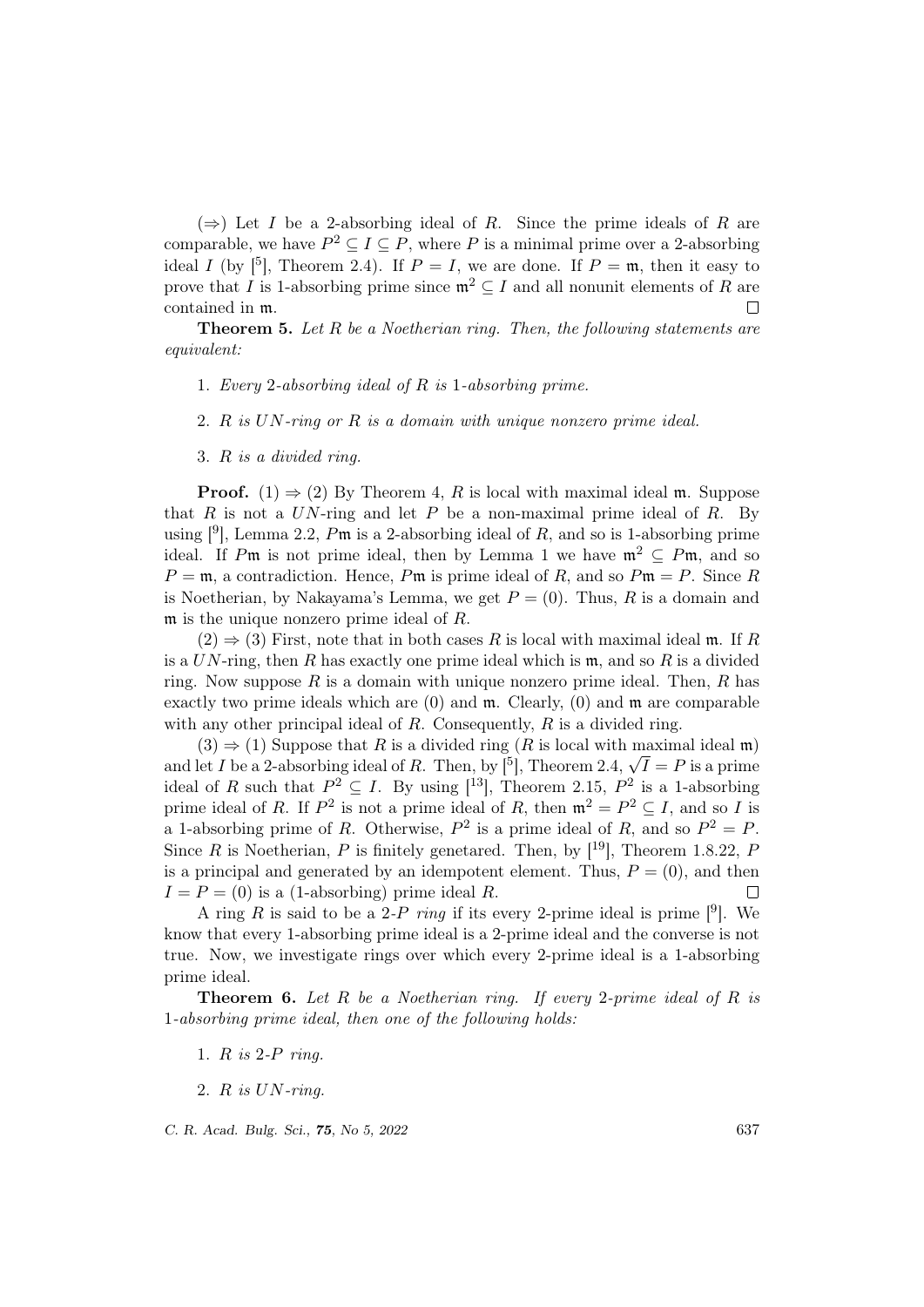($\Rightarrow$) Let $I$ be a 2-absorbing ideal of $R$. Since the prime ideals of $R$ are comparable, we have $P^2 \subseteq I \subseteq P$, where $P$ is a minimal prime over a 2-absorbing ideal $I$ (by [5], Theorem 2.4). If $P = I$, we are done. If $P = \mathfrak{m}$, then it easy to prove that $I$ is 1-absorbing prime since $\mathfrak{m}^2 \subseteq I$ and all nonunit elements of $R$ are contained in $\mathfrak{m}$. $\square$

**Theorem 5.** *Let $R$ be a Noetherian ring. Then, the following statements are equivalent:*

1. *Every 2-absorbing ideal of $R$ is 1-absorbing prime.*
2. *$R$ is $UN$-ring or $R$ is a domain with unique nonzero prime ideal.*
3. *$R$ is a divided ring.*

**Proof.** (1) $\Rightarrow$ (2) By Theorem 4, $R$ is local with maximal ideal $\mathfrak{m}$. Suppose that $R$ is not a $UN$-ring and let $P$ be a non-maximal prime ideal of $R$. By using [9], Lemma 2.2, $P\mathfrak{m}$ is a 2-absorbing ideal of $R$, and so is 1-absorbing prime ideal. If $P\mathfrak{m}$ is not prime ideal, then by Lemma 1 we have $\mathfrak{m}^2 \subseteq P\mathfrak{m}$, and so $P = \mathfrak{m}$, a contradiction. Hence, $P\mathfrak{m}$ is prime ideal of $R$, and so $P\mathfrak{m} = P$. Since $R$ is Noetherian, by Nakayama's Lemma, we get $P = (0)$. Thus, $R$ is a domain and $\mathfrak{m}$ is the unique nonzero prime ideal of $R$.

(2) $\Rightarrow$ (3) First, note that in both cases $R$ is local with maximal ideal $\mathfrak{m}$. If $R$ is a $UN$-ring, then $R$ has exactly one prime ideal which is $\mathfrak{m}$, and so $R$ is a divided ring. Now suppose $R$ is a domain with unique nonzero prime ideal. Then, $R$ has exactly two prime ideals which are $(0)$ and $\mathfrak{m}$. Clearly, $(0)$ and $\mathfrak{m}$ are comparable with any other principal ideal of $R$. Consequently, $R$ is a divided ring.

(3) $\Rightarrow$ (1) Suppose that $R$ is a divided ring ($R$ is local with maximal ideal $\mathfrak{m}$) and let $I$ be a 2-absorbing ideal of $R$. Then, by [5], Theorem 2.4, $\sqrt{I} = P$ is a prime ideal of $R$ such that $P^2 \subseteq I$. By using [13], Theorem 2.15, $P^2$ is a 1-absorbing prime ideal of $R$. If $P^2$ is not a prime ideal of $R$, then $\mathfrak{m}^2 = P^2 \subseteq I$, and so $I$ is a 1-absorbing prime of $R$. Otherwise, $P^2$ is a prime ideal of $R$, and so $P^2 = P$. Since $R$ is Noetherian, $P$ is finitely genetared. Then, by [19], Theorem 1.8.22, $P$ is a principal and generated by an idempotent element. Thus, $P = (0)$, and then $I = P = (0)$ is a (1-absorbing) prime ideal $R$. $\square$

A ring $R$ is said to be a 2-$P$ *ring* if its every 2-prime ideal is prime [9]. We know that every 1-absorbing prime ideal is a 2-prime ideal and the converse is not true. Now, we investigate rings over which every 2-prime ideal is a 1-absorbing prime ideal.

**Theorem 6.** *Let $R$ be a Noetherian ring. If every 2-prime ideal of $R$ is 1-absorbing prime ideal, then one of the following holds:*

1. *$R$ is 2-$P$ ring.*
2. *$R$ is $UN$-ring.*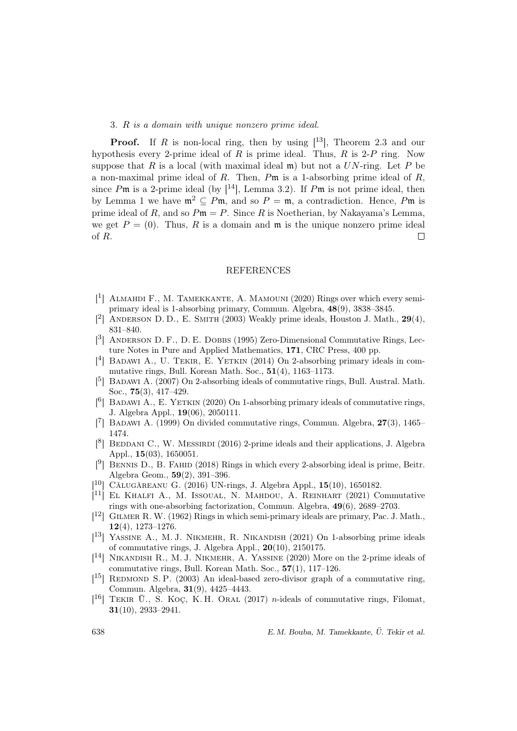3. *$R$ is a domain with unique nonzero prime ideal.*

**Proof.** If $R$ is non-local ring, then by using [13], Theorem 2.3 and our hypothesis every 2-prime ideal of $R$ is prime ideal. Thus, $R$ is 2-$P$ ring. Now suppose that $R$ is a local (with maximal ideal $\mathfrak{m}$) but not a $UN$-ring. Let $P$ be a non-maximal prime ideal of $R$. Then, $P\mathfrak{m}$ is a 1-absorbing prime ideal of $R$, since $P\mathfrak{m}$ is a 2-prime ideal (by [14], Lemma 3.2). If $P\mathfrak{m}$ is not prime ideal, then by Lemma 1 we have $\mathfrak{m}^2 \subseteq P\mathfrak{m}$, and so $P = \mathfrak{m}$, a contradiction. Hence, $P\mathfrak{m}$ is prime ideal of $R$, and so $P\mathfrak{m} = P$. Since $R$ is Noetherian, by Nakayama's Lemma, we get $P = (0)$. Thus, $R$ is a domain and $\mathfrak{m}$ is the unique nonzero prime ideal of $R$. $\square$

## REFERENCES

[1] Almahdi F., M. Tamekkante, A. Mamouni (2020) Rings over which every semi-primary ideal is 1-absorbing primary, Commun. Algebra, **48**(9), 3838–3845.

[2] Anderson D. D., E. Smith (2003) Weakly prime ideals, Houston J. Math., **29**(4), 831–840.

[3] Anderson D. F., D. E. Dobbs (1995) Zero-Dimensional Commutative Rings, Lecture Notes in Pure and Applied Mathematics, **171**, CRC Press, 400 pp.

[4] Badawi A., U. Tekir, E. Yetkin (2014) On 2-absorbing primary ideals in commutative rings, Bull. Korean Math. Soc., **51**(4), 1163–1173.

[5] Badawi A. (2007) On 2-absorbing ideals of commutative rings, Bull. Austral. Math. Soc., **75**(3), 417–429.

[6] Badawi A., E. Yetkin (2020) On 1-absorbing primary ideals of commutative rings, J. Algebra Appl., **19**(06), 2050111.

[7] Badawi A. (1999) On divided commutative rings, Commun. Algebra, **27**(3), 1465–1474.

[8] Beddani C., W. Messirdi (2016) 2-prime ideals and their applications, J. Algebra Appl., **15**(03), 1650051.

[9] Bennis D., B. Fahid (2018) Rings in which every 2-absorbing ideal is prime, Beitr. Algebra Geom., **59**(2), 391–396.

[10] Călugăreanu G. (2016) UN-rings, J. Algebra Appl., **15**(10), 1650182.

[11] El Khalfi A., M. Issoual, N. Mahdou, A. Reinhart (2021) Commutative rings with one-absorbing factorization, Commun. Algebra, **49**(6), 2689–2703.

[12] Gilmer R. W. (1962) Rings in which semi-primary ideals are primary, Pac. J. Math., **12**(4), 1273–1276.

[13] Yassine A., M. J. Nikmehr, R. Nikandish (2021) On 1-absorbing prime ideals of commutative rings, J. Algebra Appl., **20**(10), 2150175.

[14] Nikandish R., M. J. Nikmehr, A. Yassine (2020) More on the 2-prime ideals of commutative rings, Bull. Korean Math. Soc., **57**(1), 117–126.

[15] Redmond S. P. (2003) An ideal-based zero-divisor graph of a commutative ring, Commun. Algebra, **31**(9), 4425–4443.

[16] Tekir Ü., S. Koç, K. H. Oral (2017) *n*-ideals of commutative rings, Filomat, **31**(10), 2933–2941.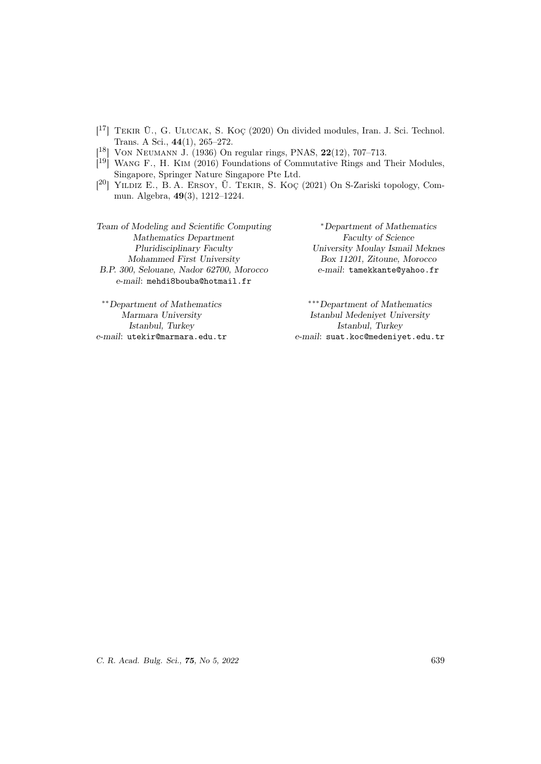[17] Tekir Ü., G. Ulucak, S. Koç (2020) On divided modules, Iran. J. Sci. Technol. Trans. A Sci., **44**(1), 265–272.

[18] Von Neumann J. (1936) On regular rings, PNAS, **22**(12), 707–713.

[19] Wang F., H. Kim (2016) Foundations of Commutative Rings and Their Modules, Singapore, Springer Nature Singapore Pte Ltd.

[20] Yildiz E., B. A. Ersoy, Ü. Tekir, S. Koç (2021) On S-Zariski topology, Commun. Algebra, **49**(3), 1212–1224.

*Team of Modeling and Scientific Computing*
*Mathematics Department*
*Pluridisciplinary Faculty*
*Mohammed First University*
*B.P. 300, Selouane, Nador 62700, Morocco*
*e-mail*: mehdi8bouba@hotmail.fr

\**Department of Mathematics*
*Faculty of Science*
*University Moulay Ismail Meknes*
*Box 11201, Zitoune, Morocco*
*e-mail*: tamekkante@yahoo.fr

\*\**Department of Mathematics*
*Marmara University*
*Istanbul, Turkey*
*e-mail*: utekir@marmara.edu.tr

\*\*\**Department of Mathematics*
*Istanbul Medeniyet University*
*Istanbul, Turkey*
*e-mail*: suat.koc@medeniyet.edu.tr